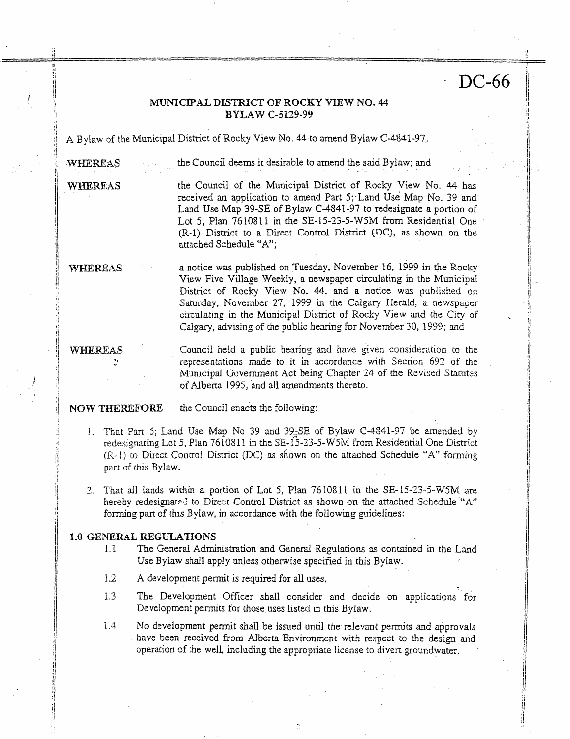DC-66

**MUNICIPAL DISTRICT OF ROCKY VIEW NO. 44**
**BYLAW C-5129-99**

A Bylaw of the Municipal District of Rocky View No. 44 to amend Bylaw C-4841-97.

**WHEREAS** the Council deems it desirable to amend the said Bylaw; and

**WHEREAS** the Council of the Municipal District of Rocky View No. 44 has received an application to amend Part 5; Land Use Map No. 39 and Land Use Map 39-SE of Bylaw C-4841-97 to redesignate a portion of Lot 5, Plan 7610811 in the SE-15-23-5-W5M from Residential One (R-1) District to a Direct Control District (DC), as shown on the attached Schedule "A";

**WHEREAS** a notice was published on Tuesday, November 16, 1999 in the Rocky View Five Village Weekly, a newspaper circulating in the Municipal District of Rocky View No. 44, and a notice was published on Saturday, November 27, 1999 in the Calgary Herald, a newspaper circulating in the Municipal District of Rocky View and the City of Calgary, advising of the public hearing for November 30, 1999; and

**WHEREAS** Council held a public hearing and have given consideration to the representations made to it in accordance with Section 692 of the Municipal Government Act being Chapter 24 of the Revised Statutes of Alberta 1995, and all amendments thereto.

**NOW THEREFORE** the Council enacts the following:

1. That Part 5; Land Use Map No 39 and 39-SE of Bylaw C-4841-97 be amended by redesignating Lot 5, Plan 7610811 in the SE-15-23-5-W5M from Residential One District (R-1) to Direct Control District (DC) as shown on the attached Schedule "A" forming part of this Bylaw.

2. That all lands within a portion of Lot 5, Plan 7610811 in the SE-15-23-5-W5M are hereby redesignated to Direct Control District as shown on the attached Schedule "A" forming part of this Bylaw, in accordance with the following guidelines:

**1.0 GENERAL REGULATIONS**

1.1 The General Administration and General Regulations as contained in the Land Use Bylaw shall apply unless otherwise specified in this Bylaw.

1.2 A development permit is required for all uses.

1.3 The Development Officer shall consider and decide on applications for Development permits for those uses listed in this Bylaw.

1.4 No development permit shall be issued until the relevant permits and approvals have been received from Alberta Environment with respect to the design and operation of the well, including the appropriate license to divert groundwater.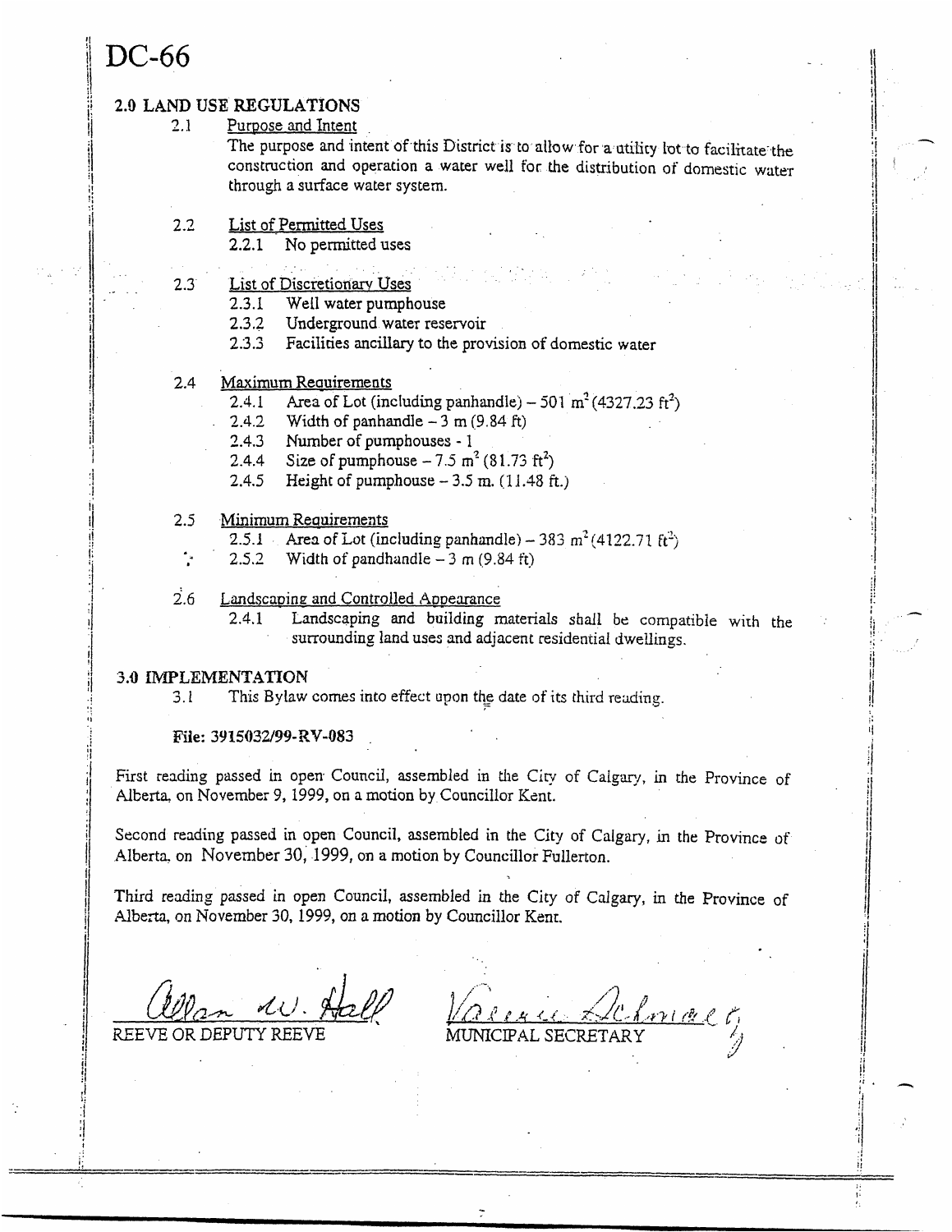# DC-66

## 2.0 LAND USE REGULATIONS

2.1 Purpose and Intent

The purpose and intent of this District is to allow for a utility lot to facilitate the construction and operation a water well for the distribution of domestic water through a surface water system.

2.2 List of Permitted Uses

2.2.1 No permitted uses

2.3 List of Discretionary Uses

2.3.1 Well water pumphouse

2.3.2 Underground water reservoir

2.3.3 Facilities ancillary to the provision of domestic water

2.4 Maximum Requirements

2.4.1 Area of Lot (including panhandle) – 501 $m^2$ (4327.23 $ft^2$)

2.4.2 Width of panhandle – 3 m (9.84 ft)

2.4.3 Number of pumphouses - 1

2.4.4 Size of pumphouse – 7.5 $m^2$ (81.73 $ft^2$)

2.4.5 Height of pumphouse – 3.5 m. (11.48 ft.)

2.5 Minimum Requirements

2.5.1 Area of Lot (including panhandle) – 383 $m^2$ (4122.71 $ft^2$)

2.5.2 Width of pandhandle – 3 m (9.84 ft)

2.6 Landscaping and Controlled Appearance

2.4.1 Landscaping and building materials shall be compatible with the surrounding land uses and adjacent residential dwellings.

## 3.0 IMPLEMENTATION

3.1 This Bylaw comes into effect upon the date of its third reading.

**File: 3915032/99-RV-083**

First reading passed in open Council, assembled in the City of Calgary, in the Province of Alberta, on November 9, 1999, on a motion by Councillor Kent.

Second reading passed in open Council, assembled in the City of Calgary, in the Province of Alberta, on November 30, 1999, on a motion by Councillor Fullerton.

Third reading passed in open Council, assembled in the City of Calgary, in the Province of Alberta, on November 30, 1999, on a motion by Councillor Kent.

Allan W. Hall
REEVE OR DEPUTY REEVE

Valerie Schmaltz
MUNICIPAL SECRETARY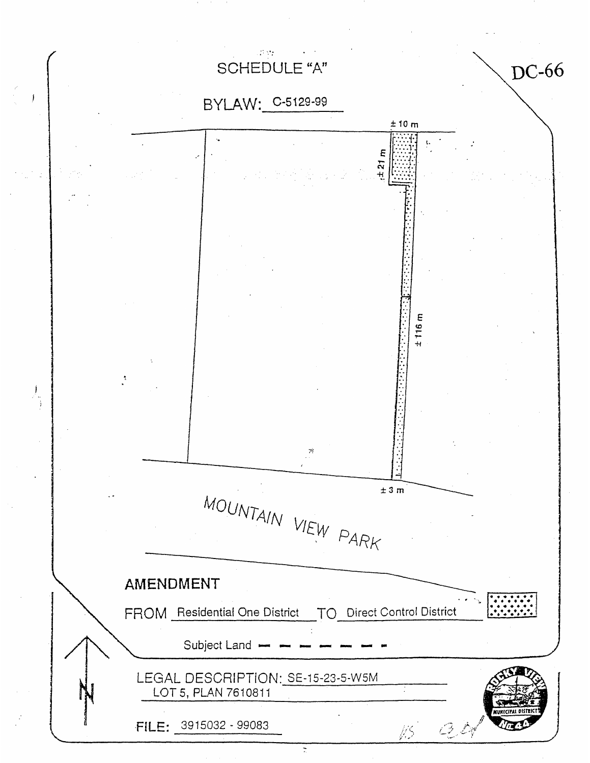DC-66

# SCHEDULE "A"

BYLAW: C-5129-99

± 10 m

± 21 m

± 116 m

± 3 m

MOUNTAIN VIEW PARK

**AMENDMENT**

FROM Residential One District TO Direct Control District

Subject Land

LEGAL DESCRIPTION: SE-15-23-5-W5M
LOT 5, PLAN 7610811

FILE: 3915032 - 99083